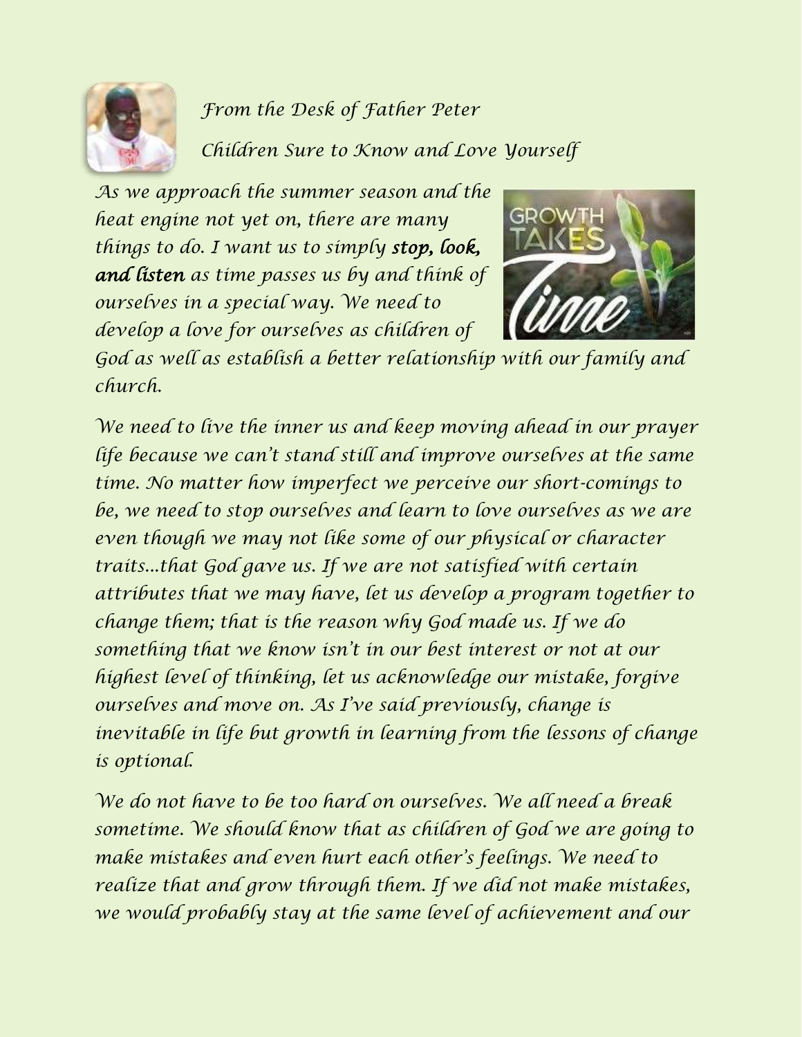*From the Desk of Father Peter*

*Children Sure to Know and Love Yourself*

*As we approach the summer season and the heat engine not yet on, there are many things to do. I want us to simply* ***stop, look, and listen*** *as time passes us by and think of ourselves in a special way. We need to develop a love for ourselves as children of God as well as establish a better relationship with our family and church.*

*We need to live the inner us and keep moving ahead in our prayer life because we can't stand still and improve ourselves at the same time. No matter how imperfect we perceive our short-comings to be, we need to stop ourselves and learn to love ourselves as we are even though we may not like some of our physical or character traits…that God gave us. If we are not satisfied with certain attributes that we may have, let us develop a program together to change them; that is the reason why God made us. If we do something that we know isn't in our best interest or not at our highest level of thinking, let us acknowledge our mistake, forgive ourselves and move on. As I've said previously, change is inevitable in life but growth in learning from the lessons of change is optional.*

*We do not have to be too hard on ourselves. We all need a break sometime. We should know that as children of God we are going to make mistakes and even hurt each other's feelings. We need to realize that and grow through them. If we did not make mistakes, we would probably stay at the same level of achievement and our*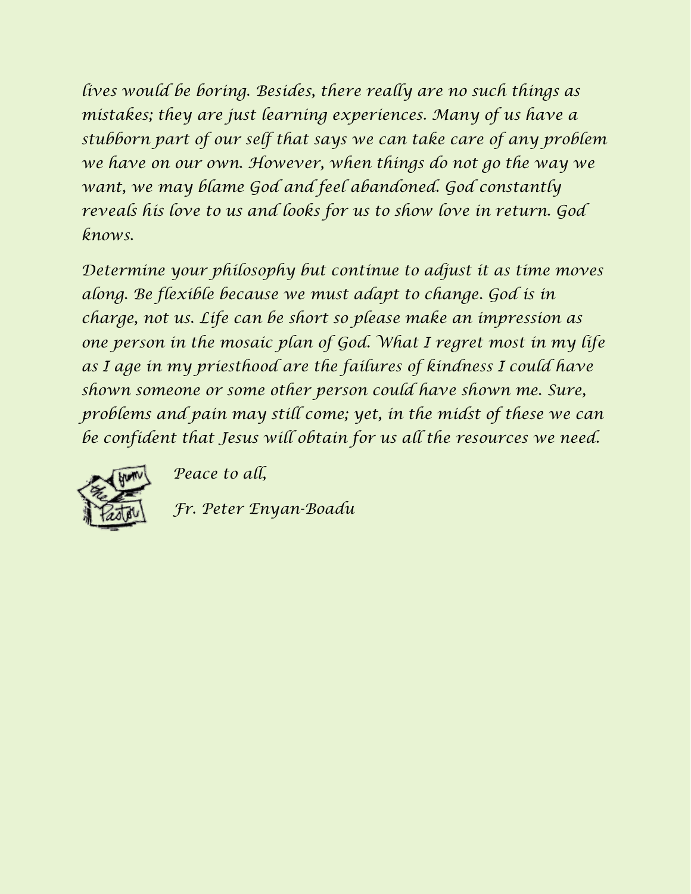*lives would be boring. Besides, there really are no such things as mistakes; they are just learning experiences. Many of us have a stubborn part of our self that says we can take care of any problem we have on our own. However, when things do not go the way we want, we may blame God and feel abandoned. God constantly reveals his love to us and looks for us to show love in return. God knows.*

*Determine your philosophy but continue to adjust it as time moves along. Be flexible because we must adapt to change. God is in charge, not us. Life can be short so please make an impression as one person in the mosaic plan of God. What I regret most in my life as I age in my priesthood are the failures of kindness I could have shown someone or some other person could have shown me. Sure, problems and pain may still come; yet, in the midst of these we can be confident that Jesus will obtain for us all the resources we need.*

*Peace to all,*

*Fr. Peter Enyan-Boadu*